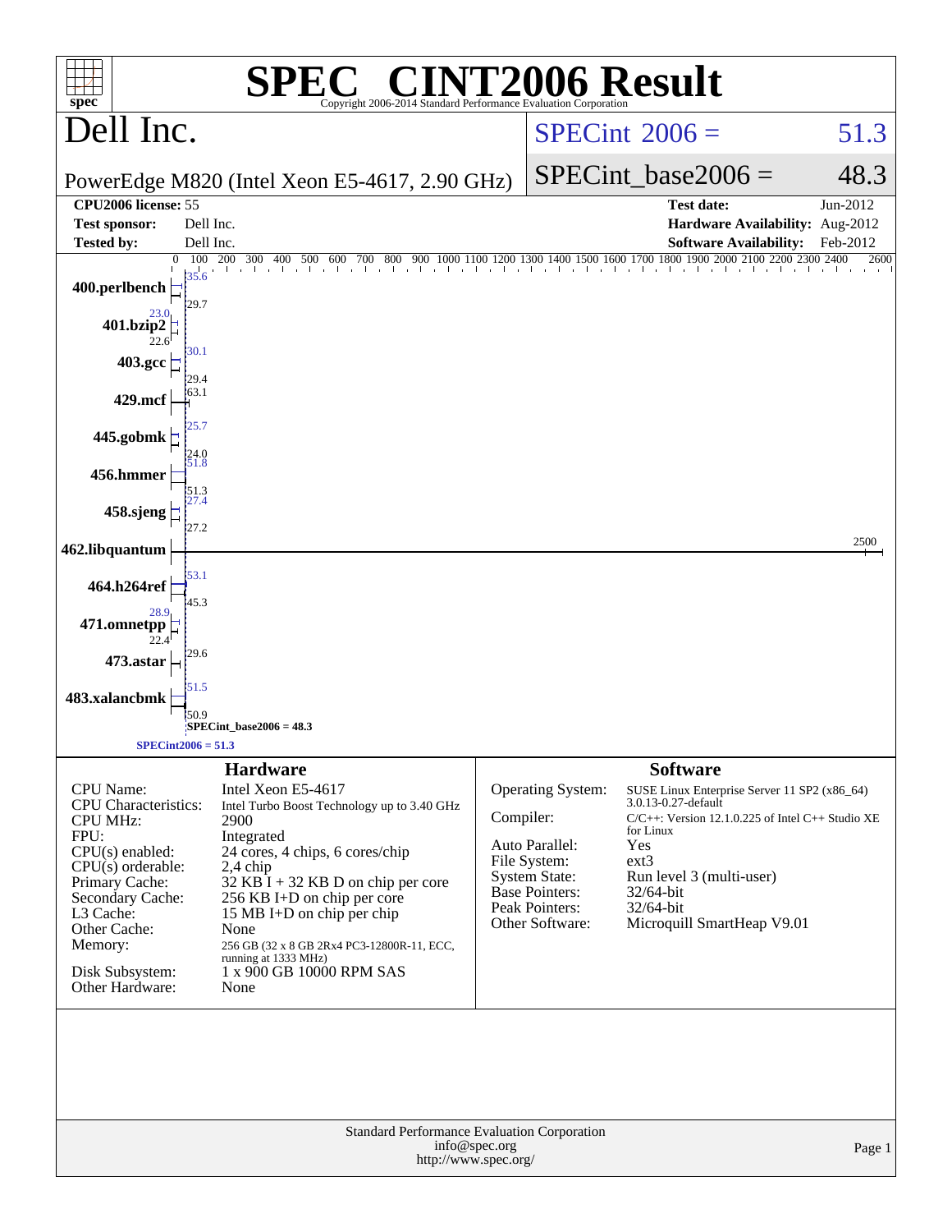# SPEC® CINT2006 Result

Copyright 2006-2014 Standard Performance Evaluation Corporation

## Dell Inc.

PowerEdge M820 (Intel Xeon E5-4617, 2.90 GHz)

SPECint® 2006 = 51.3

SPECint_base2006 = 48.3

| | | | |
|---|---|---|---|
| **CPU2006 license:** | 55 | **Test date:** | Jun-2012 |
| **Test sponsor:** | Dell Inc. | **Hardware Availability:** | Aug-2012 |
| **Tested by:** | Dell Inc. | **Software Availability:** | Feb-2012 |

0 100 200 300 400 500 600 700 800 900 1000 1100 1200 1300 1400 1500 1600 1700 1800 1900 2000 2100 2200 2300 2400 2600

400.perlbench 35.6 29.7

401.bzip2 23.0 22.6

403.gcc 30.1 29.4

429.mcf 63.1

445.gobmk 25.7 24.0

456.hmmer 51.8 51.3

458.sjeng 27.4 27.2

462.libquantum 2500

464.h264ref 53.1 45.3

471.omnetpp 28.9 22.4

473.astar 29.6

483.xalancbmk 51.5 50.9

SPECint_base2006 = 48.3

SPECint2006 = 51.3

### Hardware

| | |
|---|---|
| CPU Name: | Intel Xeon E5-4617 |
| CPU Characteristics: | Intel Turbo Boost Technology up to 3.40 GHz |
| CPU MHz: | 2900 |
| FPU: | Integrated |
| CPU(s) enabled: | 24 cores, 4 chips, 6 cores/chip |
| CPU(s) orderable: | 2,4 chip |
| Primary Cache: | 32 KB I + 32 KB D on chip per core |
| Secondary Cache: | 256 KB I+D on chip per core |
| L3 Cache: | 15 MB I+D on chip per chip |
| Other Cache: | None |
| Memory: | 256 GB (32 x 8 GB 2Rx4 PC3-12800R-11, ECC, running at 1333 MHz) |
| Disk Subsystem: | 1 x 900 GB 10000 RPM SAS |
| Other Hardware: | None |

### Software

| | |
|---|---|
| Operating System: | SUSE Linux Enterprise Server 11 SP2 (x86_64) 3.0.13-0.27-default |
| Compiler: | C/C++: Version 12.1.0.225 of Intel C++ Studio XE for Linux |
| Auto Parallel: | Yes |
| File System: | ext3 |
| System State: | Run level 3 (multi-user) |
| Base Pointers: | 32/64-bit |
| Peak Pointers: | 32/64-bit |
| Other Software: | Microquill SmartHeap V9.01 |

Standard Performance Evaluation Corporation
info@spec.org
http://www.spec.org/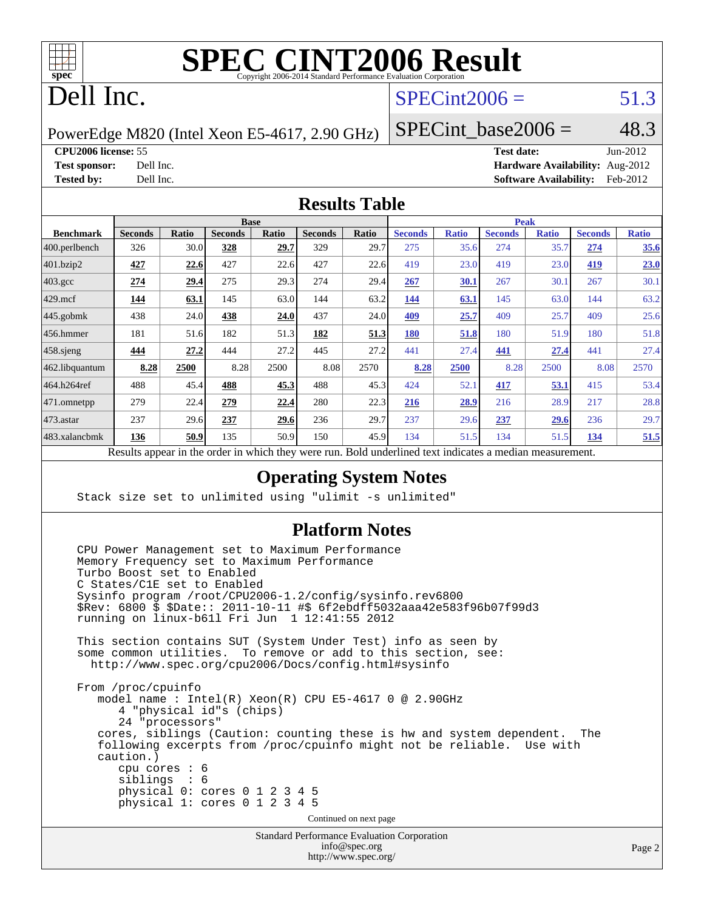# SPEC CINT2006 Result

Copyright 2006-2014 Standard Performance Evaluation Corporation

# Dell Inc.

PowerEdge M820 (Intel Xeon E5-4617, 2.90 GHz)

SPECint2006 = 51.3

SPECint_base2006 = 48.3

**CPU2006 license:** 55 **Test date:** Jun-2012

**Test sponsor:** Dell Inc. **Hardware Availability:** Aug-2012

**Tested by:** Dell Inc. **Software Availability:** Feb-2012

## Results Table

| | Base | | | | | | Peak | | | | | |
|---|---|---|---|---|---|---|---|---|---|---|---|---|
| **Benchmark** | **Seconds** | **Ratio** | **Seconds** | **Ratio** | **Seconds** | **Ratio** | **Seconds** | **Ratio** | **Seconds** | **Ratio** | **Seconds** | **Ratio** |
| 400.perlbench | 326 | 30.0 | **328** | **29.7** | 329 | 29.7 | 275 | 35.6 | 274 | 35.7 | **274** | **35.6** |
| 401.bzip2 | **427** | **22.6** | 427 | 22.6 | 427 | 22.6 | 419 | 23.0 | 419 | 23.0 | **419** | **23.0** |
| 403.gcc | **274** | **29.4** | 275 | 29.3 | 274 | 29.4 | **267** | **30.1** | 267 | 30.1 | 267 | 30.1 |
| 429.mcf | **144** | **63.1** | 145 | 63.0 | 144 | 63.2 | **144** | **63.1** | 145 | 63.0 | 144 | 63.2 |
| 445.gobmk | 438 | 24.0 | **438** | **24.0** | 437 | 24.0 | **409** | **25.7** | 409 | 25.7 | 409 | 25.6 |
| 456.hmmer | 181 | 51.6 | 182 | 51.3 | **182** | **51.3** | **180** | **51.8** | 180 | 51.9 | 180 | 51.8 |
| 458.sjeng | **444** | **27.2** | 444 | 27.2 | 445 | 27.2 | 441 | 27.4 | **441** | **27.4** | 441 | 27.4 |
| 462.libquantum | **8.28** | **2500** | 8.28 | 2500 | 8.08 | 2570 | **8.28** | **2500** | 8.28 | 2500 | 8.08 | 2570 |
| 464.h264ref | 488 | 45.4 | **488** | **45.3** | 488 | 45.3 | 424 | 52.1 | **417** | **53.1** | 415 | 53.4 |
| 471.omnetpp | 279 | 22.4 | **279** | **22.4** | 280 | 22.3 | **216** | **28.9** | 216 | 28.9 | 217 | 28.8 |
| 473.astar | 237 | 29.6 | **237** | **29.6** | 236 | 29.7 | 237 | 29.6 | **237** | **29.6** | 236 | 29.7 |
| 483.xalancbmk | **136** | **50.9** | 135 | 50.9 | 150 | 45.9 | 134 | 51.5 | 134 | 51.5 | **134** | **51.5** |

Results appear in the order in which they were run. Bold underlined text indicates a median measurement.

## Operating System Notes

```
Stack size set to unlimited using "ulimit -s unlimited"
```

## Platform Notes

```
CPU Power Management set to Maximum Performance
Memory Frequency set to Maximum Performance
Turbo Boost set to Enabled
C States/C1E set to Enabled
Sysinfo program /root/CPU2006-1.2/config/sysinfo.rev6800
$Rev: 6800 $ $Date:: 2011-10-11 #$ 6f2ebdff5032aaa42e583f96b07f99d3
running on linux-b61l Fri Jun  1 12:41:55 2012

This section contains SUT (System Under Test) info as seen by
some common utilities.  To remove or add to this section, see:
  http://www.spec.org/cpu2006/Docs/config.html#sysinfo

From /proc/cpuinfo
   model name : Intel(R) Xeon(R) CPU E5-4617 0 @ 2.90GHz
      4 "physical id"s (chips)
      24 "processors"
   cores, siblings (Caution: counting these is hw and system dependent.  The
   following excerpts from /proc/cpuinfo might not be reliable.  Use with
   caution.)
      cpu cores : 6
      siblings  : 6
      physical 0: cores 0 1 2 3 4 5
      physical 1: cores 0 1 2 3 4 5
```

Continued on next page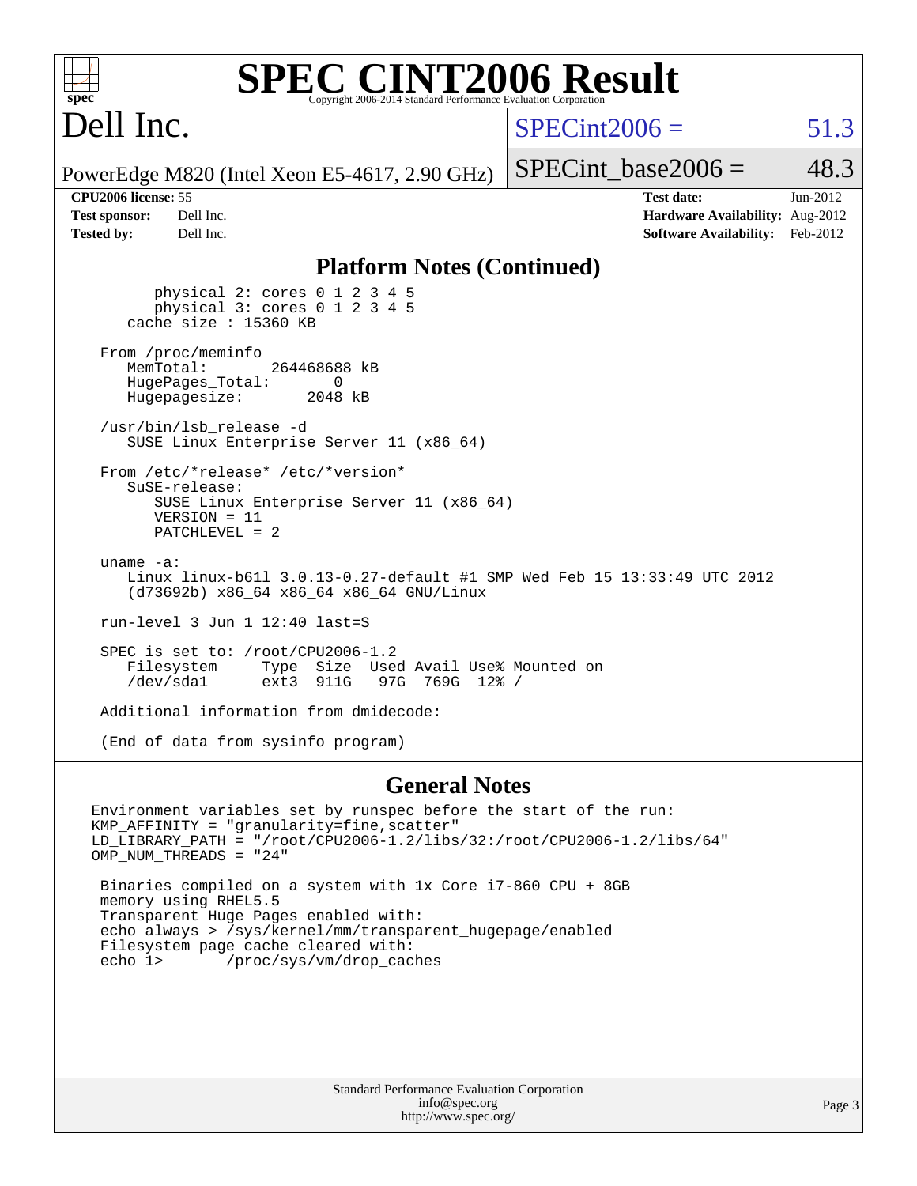# SPEC CINT2006 Result

Copyright 2006-2014 Standard Performance Evaluation Corporation

# Dell Inc.

PowerEdge M820 (Intel Xeon E5-4617, 2.90 GHz)

SPECint2006 = 51.3

SPECint_base2006 = 48.3

| | | | |
|---|---|---|---|
| **CPU2006 license:** 55 | | **Test date:** | Jun-2012 |
| **Test sponsor:** | Dell Inc. | **Hardware Availability:** | Aug-2012 |
| **Tested by:** | Dell Inc. | **Software Availability:** | Feb-2012 |

## Platform Notes (Continued)

```
        physical 2: cores 0 1 2 3 4 5
        physical 3: cores 0 1 2 3 4 5
     cache size : 15360 KB

  From /proc/meminfo
     MemTotal:       264468688 kB
     HugePages_Total:       0
     Hugepagesize:       2048 kB

  /usr/bin/lsb_release -d
     SUSE Linux Enterprise Server 11 (x86_64)

  From /etc/*release* /etc/*version*
     SuSE-release:
        SUSE Linux Enterprise Server 11 (x86_64)
        VERSION = 11
        PATCHLEVEL = 2

  uname -a:
     Linux linux-b61l 3.0.13-0.27-default #1 SMP Wed Feb 15 13:33:49 UTC 2012
     (d73692b) x86_64 x86_64 x86_64 GNU/Linux

  run-level 3 Jun 1 12:40 last=S

  SPEC is set to: /root/CPU2006-1.2
     Filesystem     Type  Size  Used Avail Use% Mounted on
     /dev/sda1      ext3  911G   97G  769G  12% /

  Additional information from dmidecode:

  (End of data from sysinfo program)
```

## General Notes

```
Environment variables set by runspec before the start of the run:
KMP_AFFINITY = "granularity=fine,scatter"
LD_LIBRARY_PATH = "/root/CPU2006-1.2/libs/32:/root/CPU2006-1.2/libs/64"
OMP_NUM_THREADS = "24"

 Binaries compiled on a system with 1x Core i7-860 CPU + 8GB
 memory using RHEL5.5
 Transparent Huge Pages enabled with:
 echo always > /sys/kernel/mm/transparent_hugepage/enabled
 Filesystem page cache cleared with:
 echo 1>       /proc/sys/vm/drop_caches
```

Standard Performance Evaluation Corporation
info@spec.org
http://www.spec.org/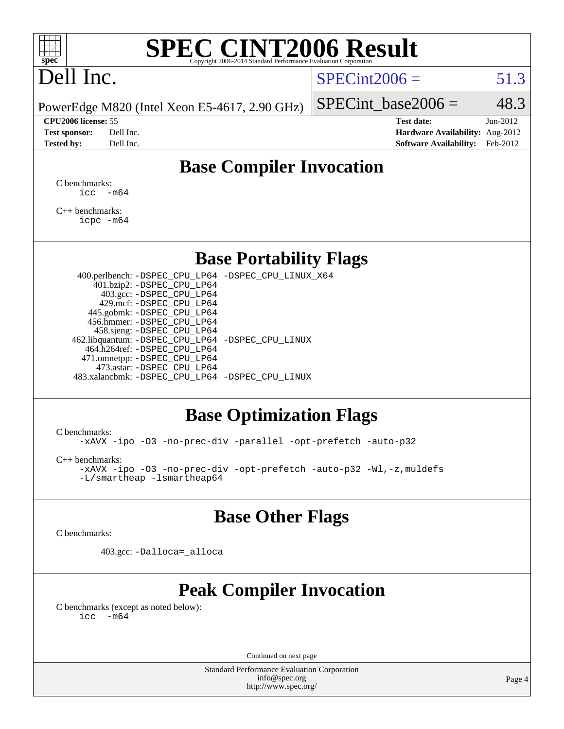# SPEC CINT2006 Result

Copyright 2006-2014 Standard Performance Evaluation Corporation

# Dell Inc.

PowerEdge M820 (Intel Xeon E5-4617, 2.90 GHz)

SPECint2006 = 51.3

SPECint_base2006 = 48.3

**CPU2006 license:** 55
**Test sponsor:** Dell Inc.
**Tested by:** Dell Inc.

**Test date:** Jun-2012
**Hardware Availability:** Aug-2012
**Software Availability:** Feb-2012

## Base Compiler Invocation

C benchmarks:
```
icc -m64
```

C++ benchmarks:
```
icpc -m64
```

## Base Portability Flags

| | |
|---|---|
| 400.perlbench: | -DSPEC_CPU_LP64 -DSPEC_CPU_LINUX_X64 |
| 401.bzip2: | -DSPEC_CPU_LP64 |
| 403.gcc: | -DSPEC_CPU_LP64 |
| 429.mcf: | -DSPEC_CPU_LP64 |
| 445.gobmk: | -DSPEC_CPU_LP64 |
| 456.hmmer: | -DSPEC_CPU_LP64 |
| 458.sjeng: | -DSPEC_CPU_LP64 |
| 462.libquantum: | -DSPEC_CPU_LP64 -DSPEC_CPU_LINUX |
| 464.h264ref: | -DSPEC_CPU_LP64 |
| 471.omnetpp: | -DSPEC_CPU_LP64 |
| 473.astar: | -DSPEC_CPU_LP64 |
| 483.xalancbmk: | -DSPEC_CPU_LP64 -DSPEC_CPU_LINUX |

## Base Optimization Flags

C benchmarks:
```
-xAVX -ipo -O3 -no-prec-div -parallel -opt-prefetch -auto-p32
```

C++ benchmarks:
```
-xAVX -ipo -O3 -no-prec-div -opt-prefetch -auto-p32 -Wl,-z,muldefs
-L/smartheap -lsmartheap64
```

## Base Other Flags

C benchmarks:

403.gcc: `-Dalloca=_alloca`

## Peak Compiler Invocation

C benchmarks (except as noted below):
```
icc -m64
```

Continued on next page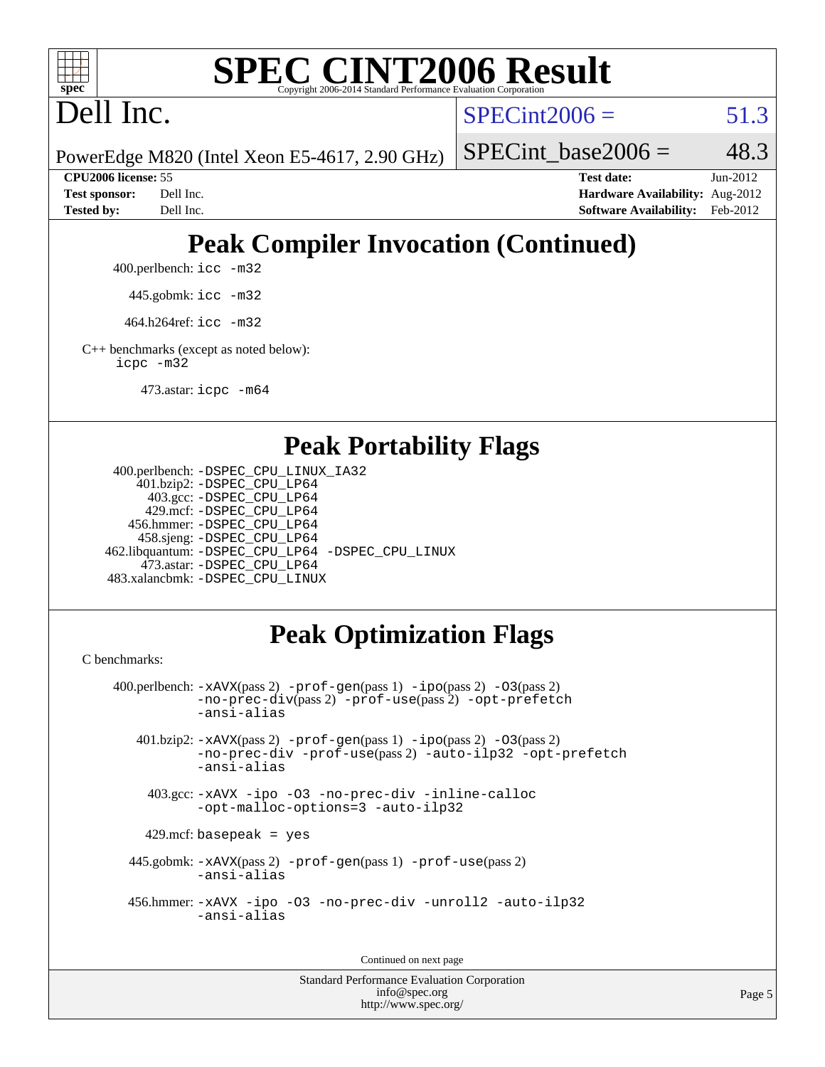# Dell Inc.

PowerEdge M820 (Intel Xeon E5-4617, 2.90 GHz)

SPECint2006 = 51.3

SPECint_base2006 = 48.3

**CPU2006 license:** 55
**Test sponsor:** Dell Inc.
**Tested by:** Dell Inc.

**Test date:** Jun-2012
**Hardware Availability:** Aug-2012
**Software Availability:** Feb-2012

## Peak Compiler Invocation (Continued)

400.perlbench: icc -m32

445.gobmk: icc -m32

464.h264ref: icc -m32

C++ benchmarks (except as noted below):
icpc -m32

473.astar: icpc -m64

## Peak Portability Flags

400.perlbench: -DSPEC_CPU_LINUX_IA32
401.bzip2: -DSPEC_CPU_LP64
403.gcc: -DSPEC_CPU_LP64
429.mcf: -DSPEC_CPU_LP64
456.hmmer: -DSPEC_CPU_LP64
458.sjeng: -DSPEC_CPU_LP64
462.libquantum: -DSPEC_CPU_LP64 -DSPEC_CPU_LINUX
473.astar: -DSPEC_CPU_LP64
483.xalancbmk: -DSPEC_CPU_LINUX

## Peak Optimization Flags

C benchmarks:

400.perlbench: -xAVX(pass 2) -prof-gen(pass 1) -ipo(pass 2) -O3(pass 2) -no-prec-div(pass 2) -prof-use(pass 2) -opt-prefetch -ansi-alias

401.bzip2: -xAVX(pass 2) -prof-gen(pass 1) -ipo(pass 2) -O3(pass 2) -no-prec-div -prof-use(pass 2) -auto-ilp32 -opt-prefetch -ansi-alias

403.gcc: -xAVX -ipo -O3 -no-prec-div -inline-calloc -opt-malloc-options=3 -auto-ilp32

429.mcf: basepeak = yes

445.gobmk: -xAVX(pass 2) -prof-gen(pass 1) -prof-use(pass 2) -ansi-alias

456.hmmer: -xAVX -ipo -O3 -no-prec-div -unroll2 -auto-ilp32 -ansi-alias

Continued on next page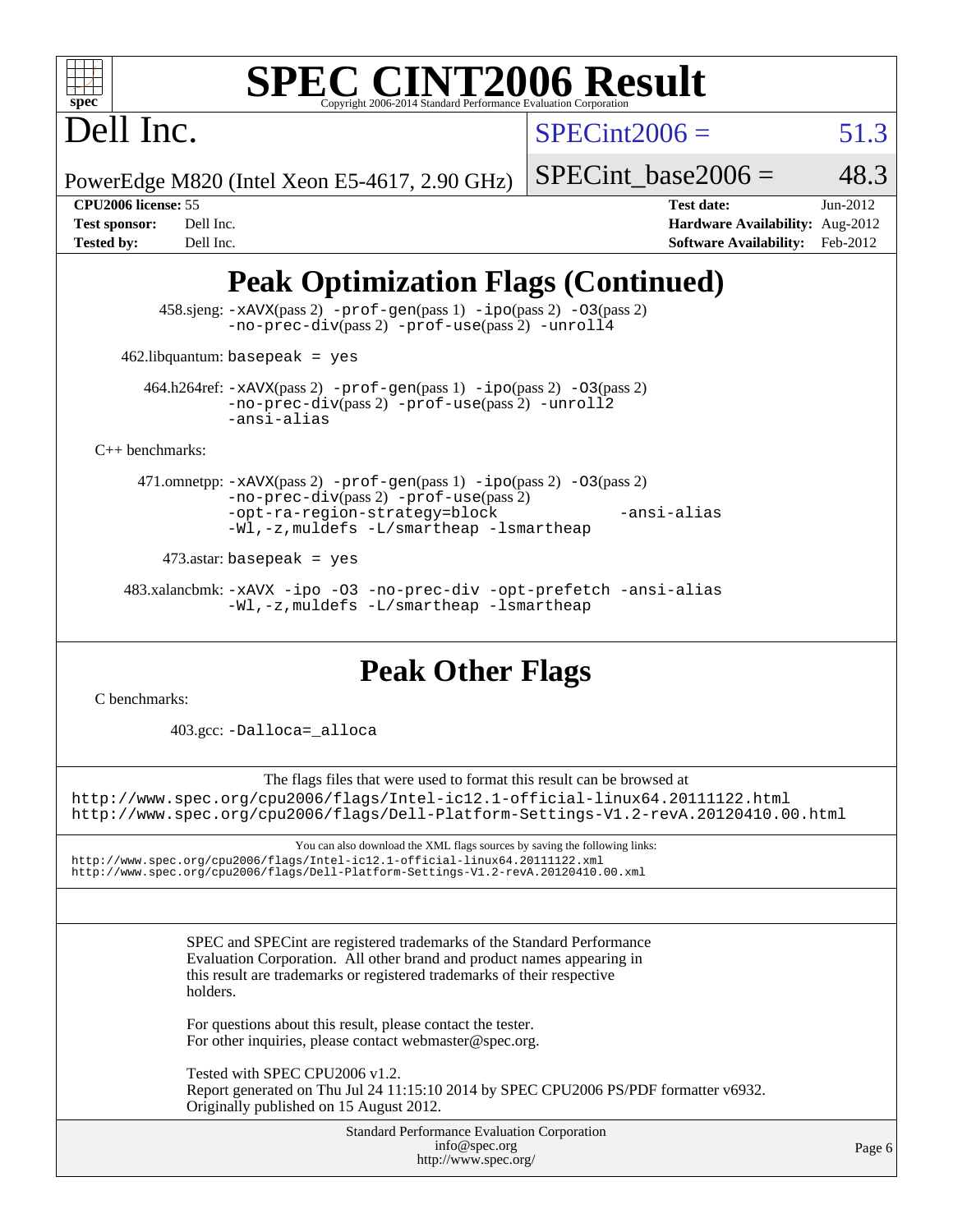# SPEC CINT2006 Result

Copyright 2006-2014 Standard Performance Evaluation Corporation

Dell Inc.

PowerEdge M820 (Intel Xeon E5-4617, 2.90 GHz)

SPECint2006 = 51.3

SPECint_base2006 = 48.3

**CPU2006 license:** 55
**Test sponsor:** Dell Inc.
**Tested by:** Dell Inc.

**Test date:** Jun-2012
**Hardware Availability:** Aug-2012
**Software Availability:** Feb-2012

## Peak Optimization Flags (Continued)

458.sjeng: -xAVX(pass 2) -prof-gen(pass 1) -ipo(pass 2) -O3(pass 2) -no-prec-div(pass 2) -prof-use(pass 2) -unroll4

462.libquantum: basepeak = yes

464.h264ref: -xAVX(pass 2) -prof-gen(pass 1) -ipo(pass 2) -O3(pass 2) -no-prec-div(pass 2) -prof-use(pass 2) -unroll2 -ansi-alias

C++ benchmarks:

471.omnetpp: -xAVX(pass 2) -prof-gen(pass 1) -ipo(pass 2) -O3(pass 2) -no-prec-div(pass 2) -prof-use(pass 2) -opt-ra-region-strategy=block -ansi-alias -Wl,-z,muldefs -L/smartheap -lsmartheap

473.astar: basepeak = yes

483.xalancbmk: -xAVX -ipo -O3 -no-prec-div -opt-prefetch -ansi-alias -Wl,-z,muldefs -L/smartheap -lsmartheap

## Peak Other Flags

C benchmarks:

403.gcc: -Dalloca=_alloca

The flags files that were used to format this result can be browsed at
http://www.spec.org/cpu2006/flags/Intel-ic12.1-official-linux64.20111122.html
http://www.spec.org/cpu2006/flags/Dell-Platform-Settings-V1.2-revA.20120410.00.html

You can also download the XML flags sources by saving the following links:
http://www.spec.org/cpu2006/flags/Intel-ic12.1-official-linux64.20111122.xml
http://www.spec.org/cpu2006/flags/Dell-Platform-Settings-V1.2-revA.20120410.00.xml

SPEC and SPECint are registered trademarks of the Standard Performance Evaluation Corporation. All other brand and product names appearing in this result are trademarks or registered trademarks of their respective holders.

For questions about this result, please contact the tester.
For other inquiries, please contact webmaster@spec.org.

Tested with SPEC CPU2006 v1.2.
Report generated on Thu Jul 24 11:15:10 2014 by SPEC CPU2006 PS/PDF formatter v6932.
Originally published on 15 August 2012.

Standard Performance Evaluation Corporation
info@spec.org
http://www.spec.org/